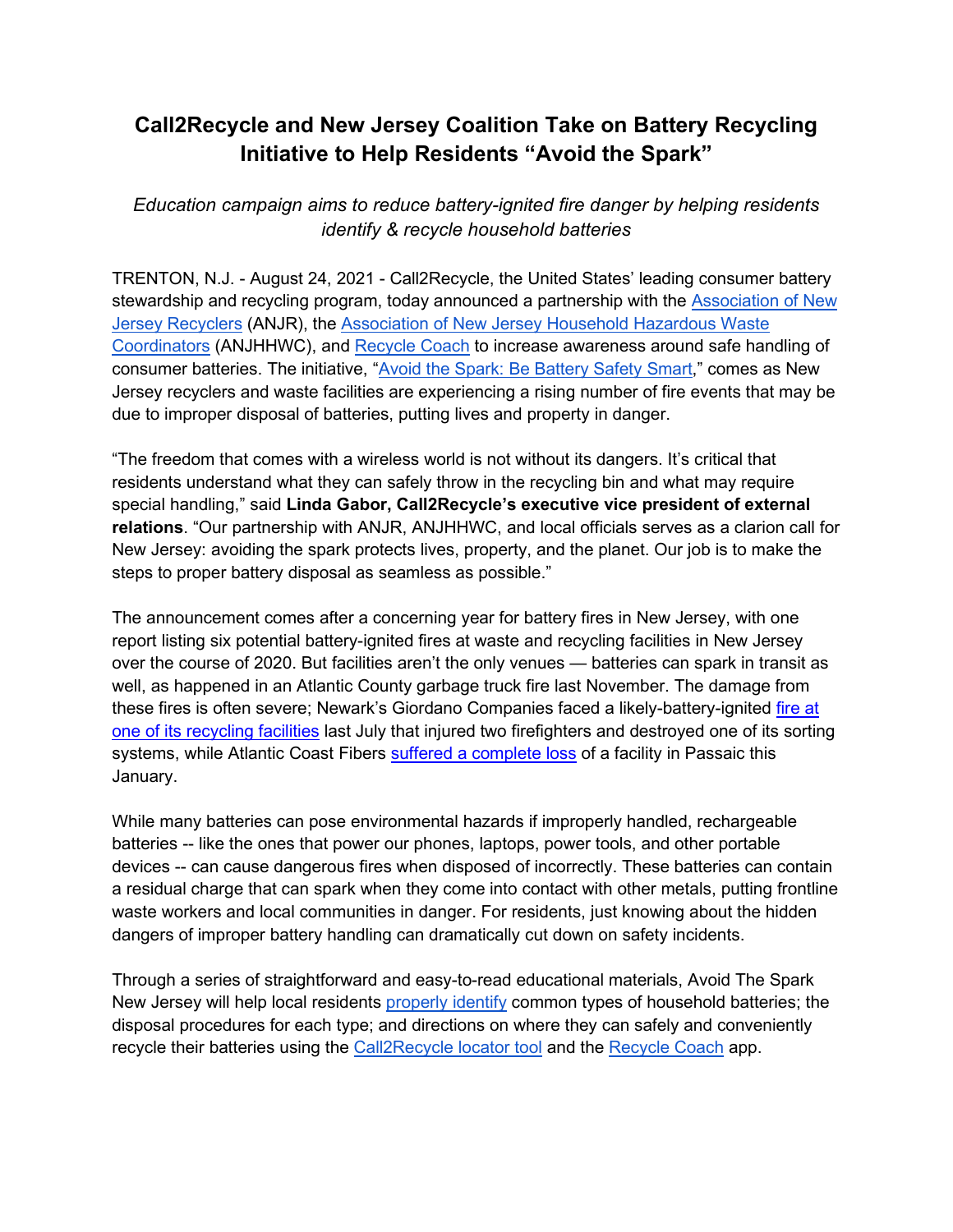# Call2Recycle and New Jersey Coalition Take on Battery Recycling Initiative to Help Residents "Avoid the Spark"

*Education campaign aims to reduce battery-ignited fire danger by helping residents identify & recycle household batteries*

TRENTON, N.J. - August 24, 2021 - Call2Recycle, the United States' leading consumer battery stewardship and recycling program, today announced a partnership with the Association of New Jersey Recyclers (ANJR), the Association of New Jersey Household Hazardous Waste Coordinators (ANJHHWC), and Recycle Coach to increase awareness around safe handling of consumer batteries. The initiative, "Avoid the Spark: Be Battery Safety Smart," comes as New Jersey recyclers and waste facilities are experiencing a rising number of fire events that may be due to improper disposal of batteries, putting lives and property in danger.

"The freedom that comes with a wireless world is not without its dangers. It's critical that residents understand what they can safely throw in the recycling bin and what may require special handling," said **Linda Gabor, Call2Recycle's executive vice president of external relations**. "Our partnership with ANJR, ANJHHWC, and local officials serves as a clarion call for New Jersey: avoiding the spark protects lives, property, and the planet. Our job is to make the steps to proper battery disposal as seamless as possible."

The announcement comes after a concerning year for battery fires in New Jersey, with one report listing six potential battery-ignited fires at waste and recycling facilities in New Jersey over the course of 2020. But facilities aren't the only venues — batteries can spark in transit as well, as happened in an Atlantic County garbage truck fire last November. The damage from these fires is often severe; Newark's Giordano Companies faced a likely-battery-ignited fire at one of its recycling facilities last July that injured two firefighters and destroyed one of its sorting systems, while Atlantic Coast Fibers suffered a complete loss of a facility in Passaic this January.

While many batteries can pose environmental hazards if improperly handled, rechargeable batteries -- like the ones that power our phones, laptops, power tools, and other portable devices -- can cause dangerous fires when disposed of incorrectly. These batteries can contain a residual charge that can spark when they come into contact with other metals, putting frontline waste workers and local communities in danger. For residents, just knowing about the hidden dangers of improper battery handling can dramatically cut down on safety incidents.

Through a series of straightforward and easy-to-read educational materials, Avoid The Spark New Jersey will help local residents properly identify common types of household batteries; the disposal procedures for each type; and directions on where they can safely and conveniently recycle their batteries using the Call2Recycle locator tool and the Recycle Coach app.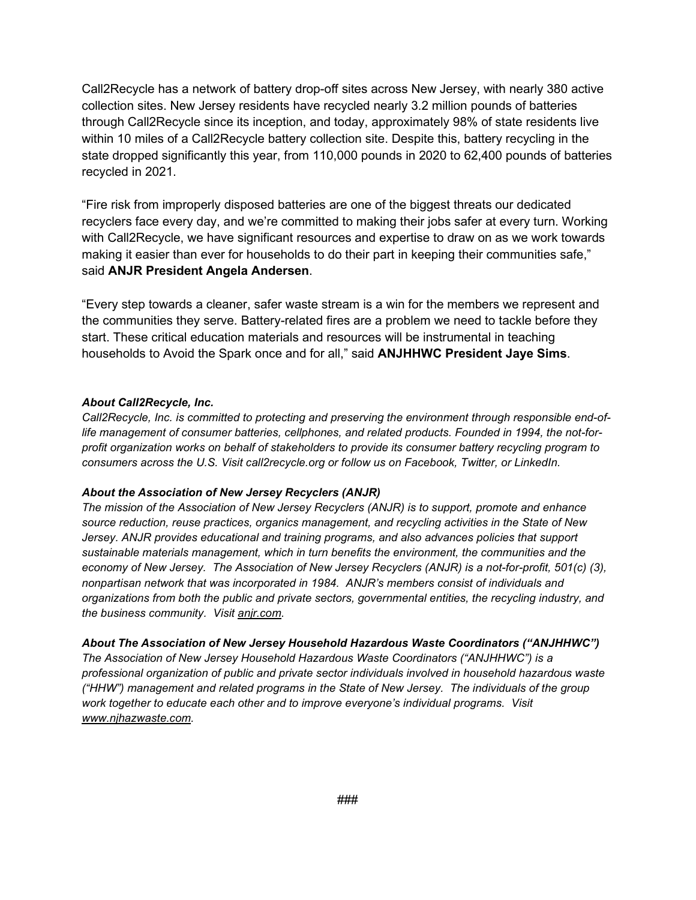Call2Recycle has a network of battery drop-off sites across New Jersey, with nearly 380 active collection sites. New Jersey residents have recycled nearly 3.2 million pounds of batteries through Call2Recycle since its inception, and today, approximately 98% of state residents live within 10 miles of a Call2Recycle battery collection site. Despite this, battery recycling in the state dropped significantly this year, from 110,000 pounds in 2020 to 62,400 pounds of batteries recycled in 2021.

"Fire risk from improperly disposed batteries are one of the biggest threats our dedicated recyclers face every day, and we're committed to making their jobs safer at every turn. Working with Call2Recycle, we have significant resources and expertise to draw on as we work towards making it easier than ever for households to do their part in keeping their communities safe," said **ANJR President Angela Andersen**.

"Every step towards a cleaner, safer waste stream is a win for the members we represent and the communities they serve. Battery-related fires are a problem we need to tackle before they start. These critical education materials and resources will be instrumental in teaching households to Avoid the Spark once and for all," said **ANJHHWC President Jaye Sims**.

***About Call2Recycle, Inc.***

*Call2Recycle, Inc. is committed to protecting and preserving the environment through responsible end-of-life management of consumer batteries, cellphones, and related products. Founded in 1994, the not-for-profit organization works on behalf of stakeholders to provide its consumer battery recycling program to consumers across the U.S. Visit call2recycle.org or follow us on Facebook, Twitter, or LinkedIn.*

***About the Association of New Jersey Recyclers (ANJR)***

*The mission of the Association of New Jersey Recyclers (ANJR) is to support, promote and enhance source reduction, reuse practices, organics management, and recycling activities in the State of New Jersey. ANJR provides educational and training programs, and also advances policies that support sustainable materials management, which in turn benefits the environment, the communities and the economy of New Jersey. The Association of New Jersey Recyclers (ANJR) is a not-for-profit, 501(c) (3), nonpartisan network that was incorporated in 1984. ANJR's members consist of individuals and organizations from both the public and private sectors, governmental entities, the recycling industry, and the business community. Visit anjr.com.*

***About The Association of New Jersey Household Hazardous Waste Coordinators ("ANJHHWC")***

*The Association of New Jersey Household Hazardous Waste Coordinators ("ANJHHWC") is a professional organization of public and private sector individuals involved in household hazardous waste ("HHW") management and related programs in the State of New Jersey. The individuals of the group work together to educate each other and to improve everyone's individual programs. Visit www.njhazwaste.com.*

###